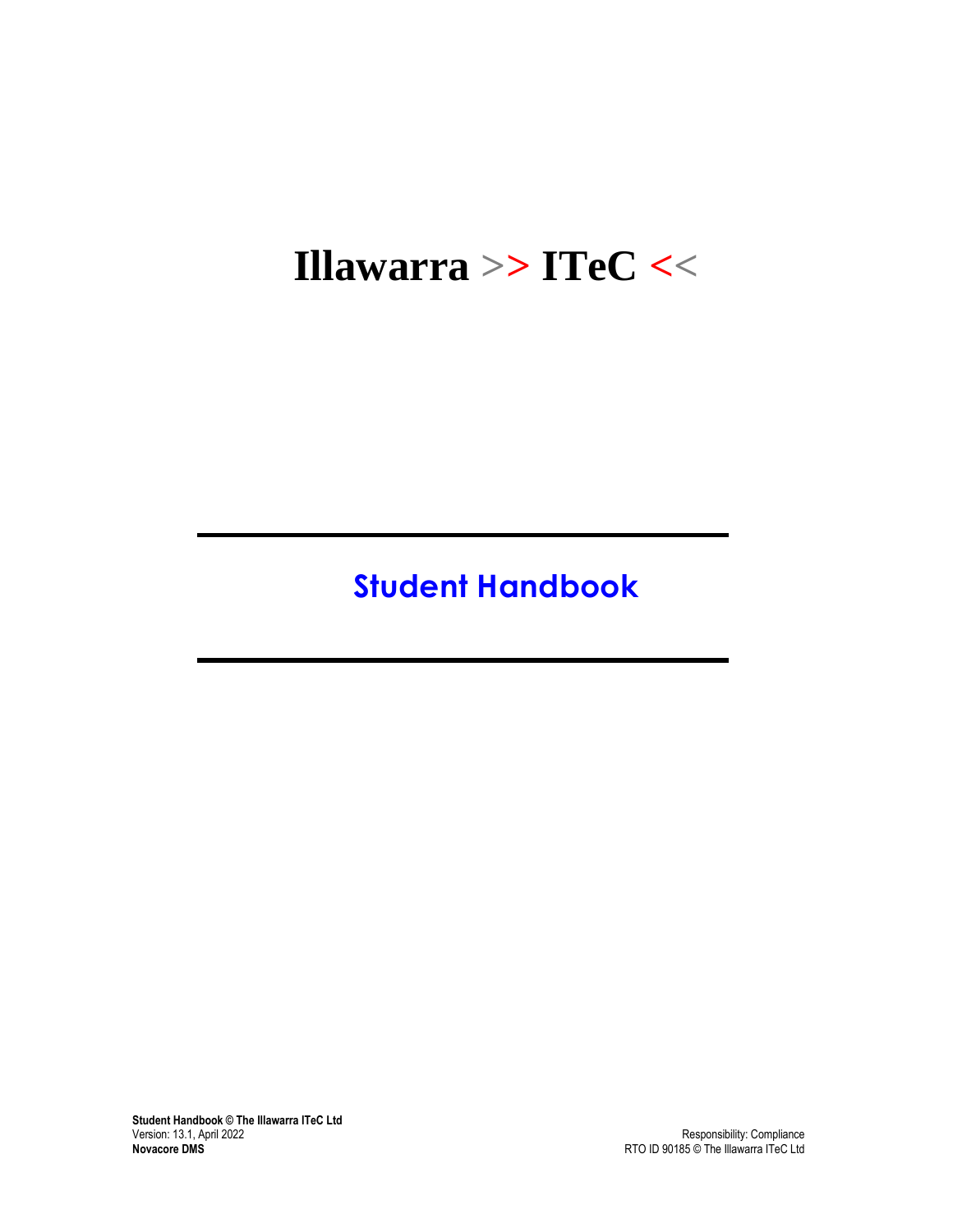# Illawarra >> ITeC <<

## Student Handbook

**Student Handbook © The Illawarra ITeC Ltd**
Version: 13.1, April 2022
**Novacore DMS**

Responsibility: Compliance
RTO ID 90185 © The Illawarra ITeC Ltd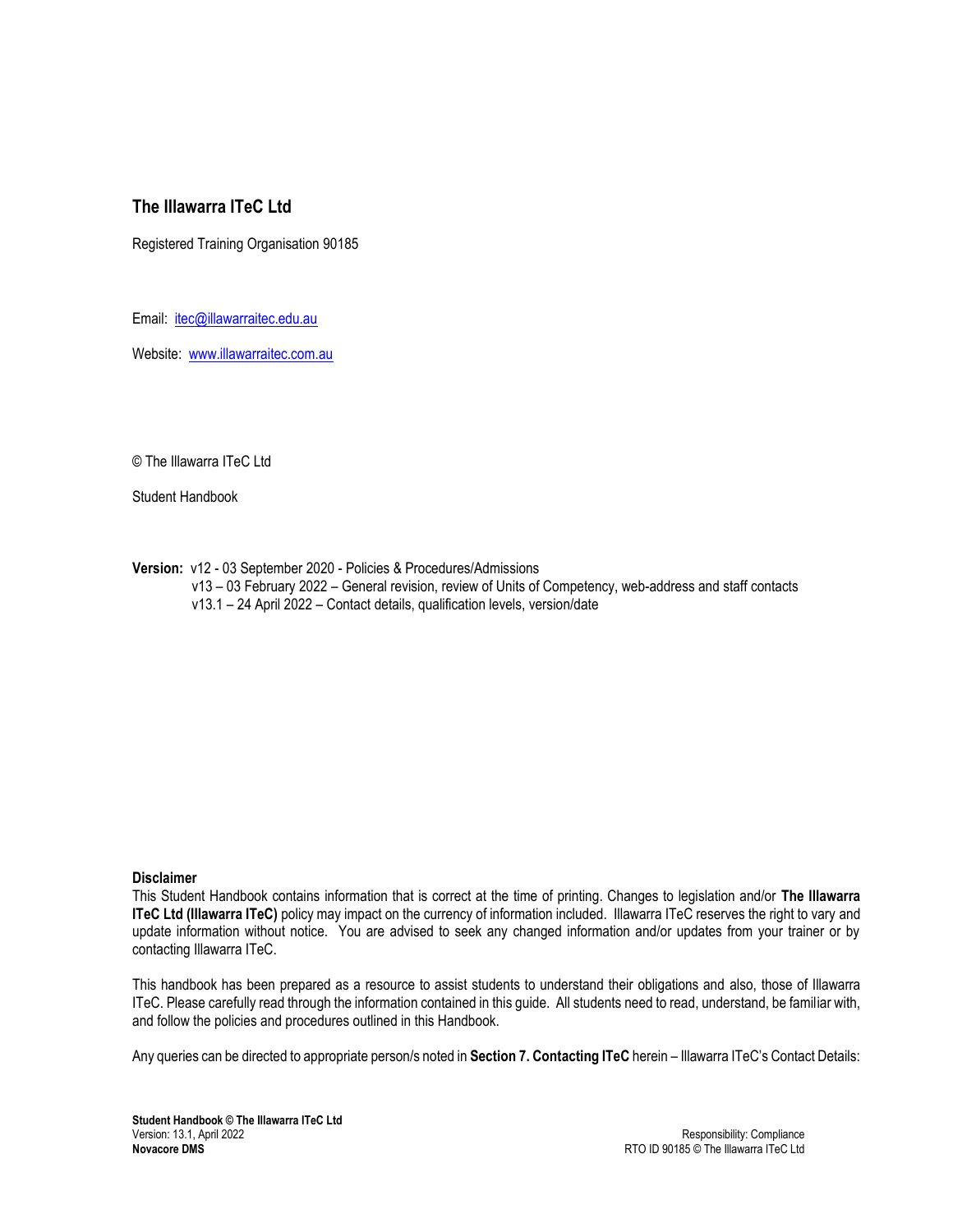## The Illawarra ITeC Ltd

Registered Training Organisation 90185

Email: itec@illawarraitec.edu.au

Website: www.illawarraitec.com.au

© The Illawarra ITeC Ltd

Student Handbook

**Version:** v12 - 03 September 2020 - Policies & Procedures/Admissions
v13 – 03 February 2022 – General revision, review of Units of Competency, web-address and staff contacts
v13.1 – 24 April 2022 – Contact details, qualification levels, version/date

**Disclaimer**

This Student Handbook contains information that is correct at the time of printing. Changes to legislation and/or **The Illawarra ITeC Ltd (Illawarra ITeC)** policy may impact on the currency of information included. Illawarra ITeC reserves the right to vary and update information without notice. You are advised to seek any changed information and/or updates from your trainer or by contacting Illawarra ITeC.

This handbook has been prepared as a resource to assist students to understand their obligations and also, those of Illawarra ITeC. Please carefully read through the information contained in this guide. All students need to read, understand, be familiar with, and follow the policies and procedures outlined in this Handbook.

Any queries can be directed to appropriate person/s noted in **Section 7. Contacting ITeC** herein – Illawarra ITeC's Contact Details: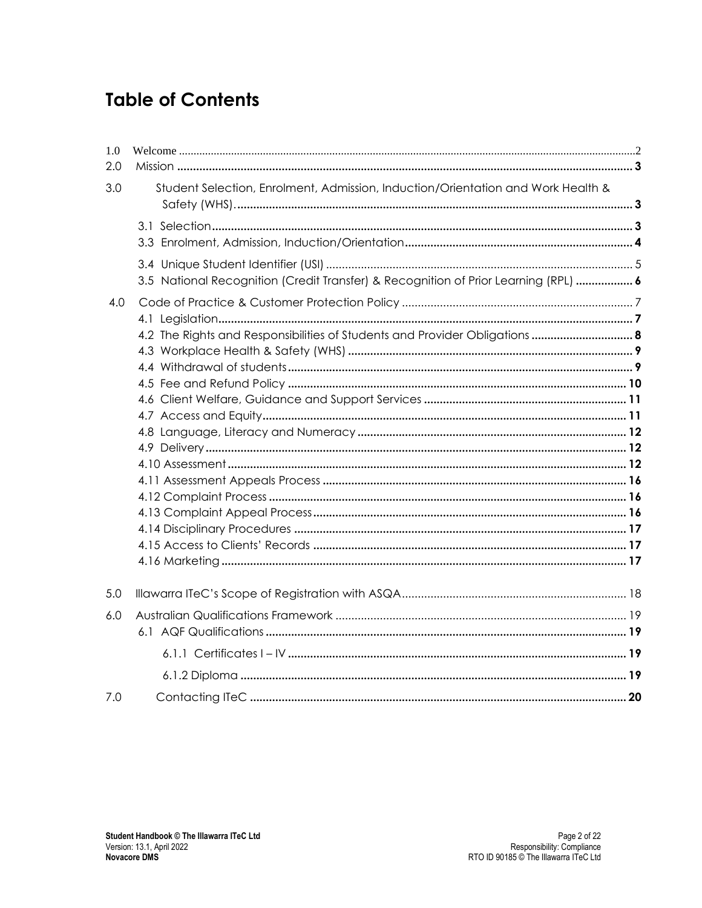# Table of Contents

1.0 Welcome ........................................................................ 2
2.0 Mission ........................................................................ 3
3.0 Student Selection, Enrolment, Admission, Induction/Orientation and Work Health & Safety (WHS) ........................................................................ 3
- 3.1 Selection ........................................................................ 3
- 3.3 Enrolment, Admission, Induction/Orientation ........................................................................ 4
- 3.4 Unique Student Identifier (USI) ........................................................................ 5
- 3.5 National Recognition (Credit Transfer) & Recognition of Prior Learning (RPL) ........................................................................ 6

4.0 Code of Practice & Customer Protection Policy ........................................................................ 7
- 4.1 Legislation ........................................................................ 7
- 4.2 The Rights and Responsibilities of Students and Provider Obligations ........................................................................ 8
- 4.3 Workplace Health & Safety (WHS) ........................................................................ 9
- 4.4 Withdrawal of students ........................................................................ 9
- 4.5 Fee and Refund Policy ........................................................................ 10
- 4.6 Client Welfare, Guidance and Support Services ........................................................................ 11
- 4.7 Access and Equity ........................................................................ 11
- 4.8 Language, Literacy and Numeracy ........................................................................ 12
- 4.9 Delivery ........................................................................ 12
- 4.10 Assessment ........................................................................ 12
- 4.11 Assessment Appeals Process ........................................................................ 16
- 4.12 Complaint Process ........................................................................ 16
- 4.13 Complaint Appeal Process ........................................................................ 16
- 4.14 Disciplinary Procedures ........................................................................ 17
- 4.15 Access to Clients' Records ........................................................................ 17
- 4.16 Marketing ........................................................................ 17

5.0 Illawarra ITeC's Scope of Registration with ASQA ........................................................................ 18
6.0 Australian Qualifications Framework ........................................................................ 19
- 6.1 AQF Qualifications ........................................................................ 19
  - 6.1.1 Certificates I – IV ........................................................................ 19
  - 6.1.2 Diploma ........................................................................ 19

7.0 Contacting ITeC ........................................................................ 20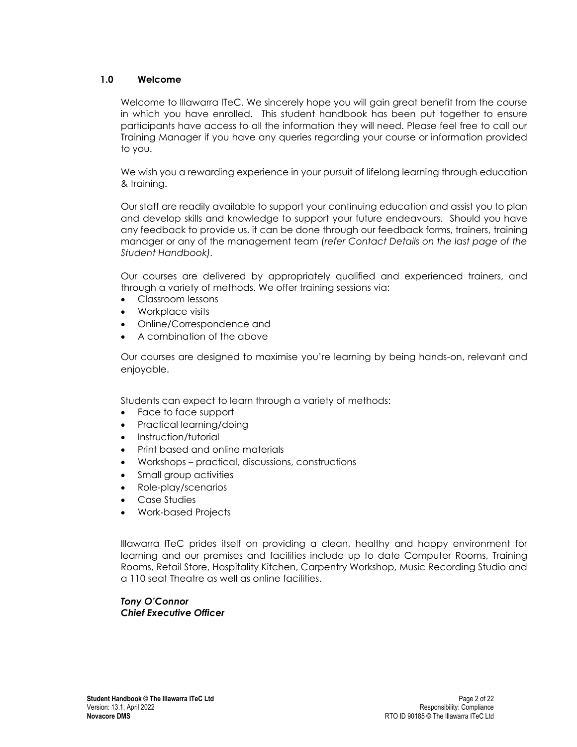## 1.0 Welcome

Welcome to Illawarra ITeC. We sincerely hope you will gain great benefit from the course in which you have enrolled. This student handbook has been put together to ensure participants have access to all the information they will need. Please feel free to call our Training Manager if you have any queries regarding your course or information provided to you.

We wish you a rewarding experience in your pursuit of lifelong learning through education & training.

Our staff are readily available to support your continuing education and assist you to plan and develop skills and knowledge to support your future endeavours. Should you have any feedback to provide us, it can be done through our feedback forms, trainers, training manager or any of the management team (*refer Contact Details on the last page of the Student Handbook)*.

Our courses are delivered by appropriately qualified and experienced trainers, and through a variety of methods. We offer training sessions via:

- Classroom lessons
- Workplace visits
- Online/Correspondence and
- A combination of the above

Our courses are designed to maximise you're learning by being hands-on, relevant and enjoyable.

Students can expect to learn through a variety of methods:

- Face to face support
- Practical learning/doing
- Instruction/tutorial
- Print based and online materials
- Workshops – practical, discussions, constructions
- Small group activities
- Role-play/scenarios
- Case Studies
- Work-based Projects

Illawarra ITeC prides itself on providing a clean, healthy and happy environment for learning and our premises and facilities include up to date Computer Rooms, Training Rooms, Retail Store, Hospitality Kitchen, Carpentry Workshop, Music Recording Studio and a 110 seat Theatre as well as online facilities.

***Tony O'Connor***
***Chief Executive Officer***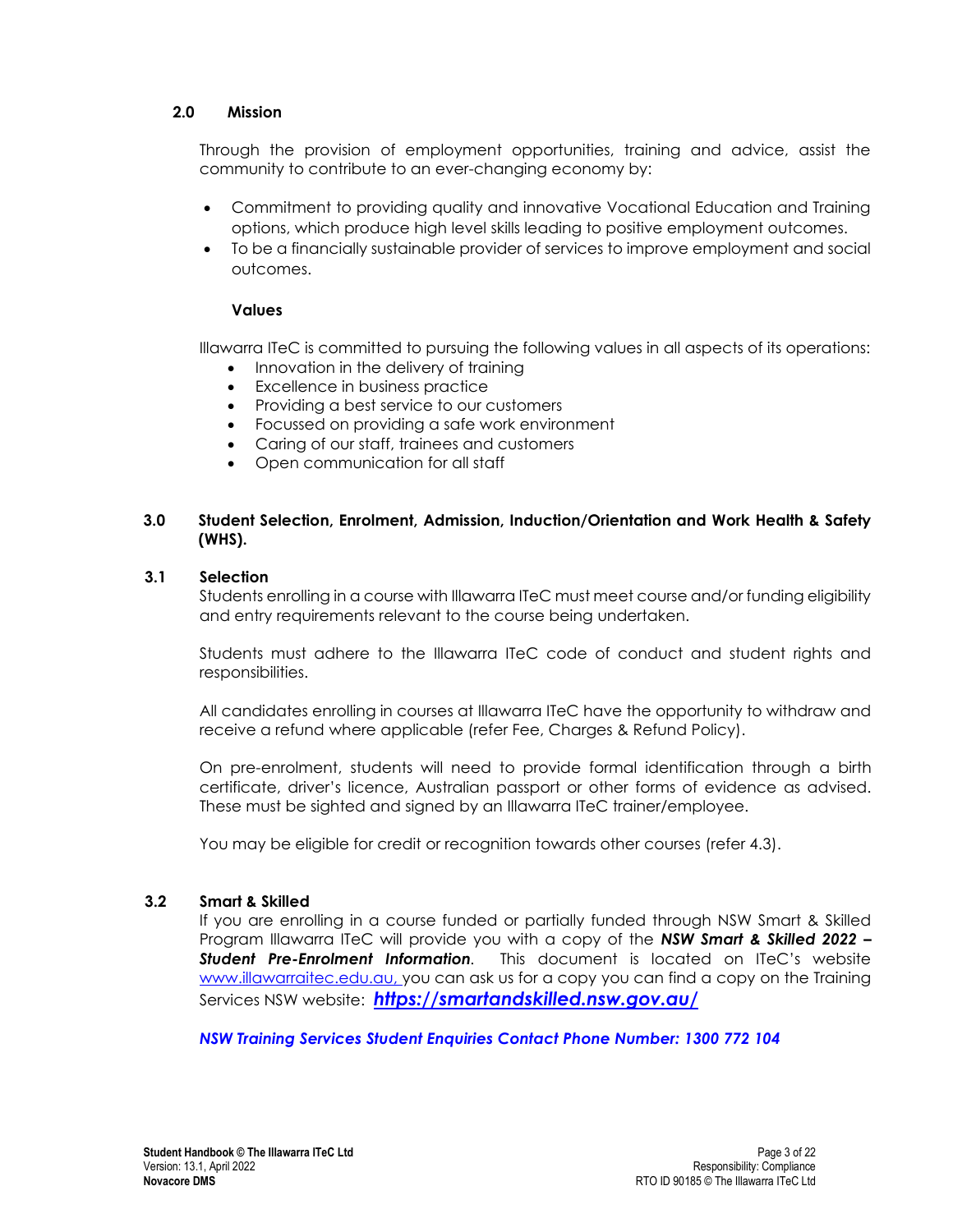## 2.0 Mission

Through the provision of employment opportunities, training and advice, assist the community to contribute to an ever-changing economy by:

- Commitment to providing quality and innovative Vocational Education and Training options, which produce high level skills leading to positive employment outcomes.
- To be a financially sustainable provider of services to improve employment and social outcomes.

### Values

Illawarra ITeC is committed to pursuing the following values in all aspects of its operations:

- Innovation in the delivery of training
- Excellence in business practice
- Providing a best service to our customers
- Focussed on providing a safe work environment
- Caring of our staff, trainees and customers
- Open communication for all staff

## 3.0 Student Selection, Enrolment, Admission, Induction/Orientation and Work Health & Safety (WHS).

### 3.1 Selection

Students enrolling in a course with Illawarra ITeC must meet course and/or funding eligibility and entry requirements relevant to the course being undertaken.

Students must adhere to the Illawarra ITeC code of conduct and student rights and responsibilities.

All candidates enrolling in courses at Illawarra ITeC have the opportunity to withdraw and receive a refund where applicable (refer Fee, Charges & Refund Policy).

On pre-enrolment, students will need to provide formal identification through a birth certificate, driver's licence, Australian passport or other forms of evidence as advised. These must be sighted and signed by an Illawarra ITeC trainer/employee.

You may be eligible for credit or recognition towards other courses (refer 4.3).

### 3.2 Smart & Skilled

If you are enrolling in a course funded or partially funded through NSW Smart & Skilled Program Illawarra ITeC will provide you with a copy of the ***NSW Smart & Skilled 2022 – Student Pre-Enrolment Information***. This document is located on ITeC's website www.illawarraitec.edu.au, you can ask us for a copy you can find a copy on the Training Services NSW website: ***https://smartandskilled.nsw.gov.au/***

***NSW Training Services Student Enquiries Contact Phone Number: 1300 772 104***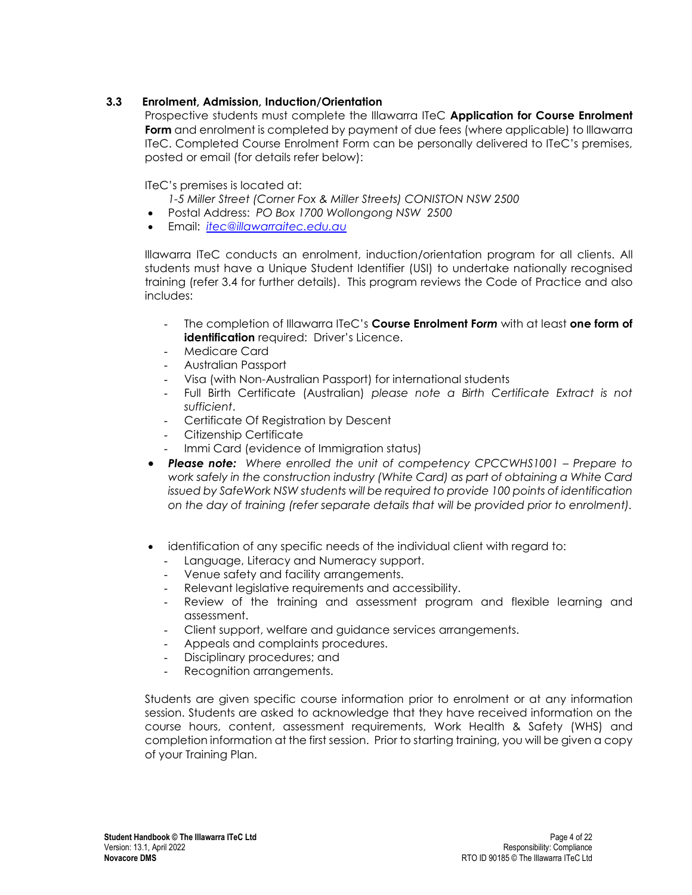### 3.3 Enrolment, Admission, Induction/Orientation

Prospective students must complete the Illawarra ITeC **Application for Course Enrolment Form** and enrolment is completed by payment of due fees (where applicable) to Illawarra ITeC. Completed Course Enrolment Form can be personally delivered to ITeC's premises, posted or email (for details refer below):

ITeC's premises is located at:

*1-5 Miller Street (Corner Fox & Miller Streets) CONISTON NSW 2500*

- Postal Address: *PO Box 1700 Wollongong NSW 2500*
- Email: *itec@illawarraitec.edu.au*

Illawarra ITeC conducts an enrolment, induction/orientation program for all clients. All students must have a Unique Student Identifier (USI) to undertake nationally recognised training (refer 3.4 for further details). This program reviews the Code of Practice and also includes:

- The completion of Illawarra ITeC's **Course Enrolment F*orm*** with at least **one form of identification** required: Driver's Licence.
- Medicare Card
- Australian Passport
- Visa (with Non-Australian Passport) for international students
- Full Birth Certificate (Australian) *please note a Birth Certificate Extract is not sufficient*.
- Certificate Of Registration by Descent
- Citizenship Certificate
- Immi Card (evidence of Immigration status)

- ***Please note:*** *Where enrolled the unit of competency CPCCWHS1001 – Prepare to work safely in the construction industry (White Card) as part of obtaining a White Card issued by SafeWork NSW students will be required to provide 100 points of identification on the day of training (refer separate details that will be provided prior to enrolment).*

- identification of any specific needs of the individual client with regard to:
  - Language, Literacy and Numeracy support.
  - Venue safety and facility arrangements.
  - Relevant legislative requirements and accessibility.
  - Review of the training and assessment program and flexible learning and assessment.
  - Client support, welfare and guidance services arrangements.
  - Appeals and complaints procedures.
  - Disciplinary procedures; and
  - Recognition arrangements.

Students are given specific course information prior to enrolment or at any information session. Students are asked to acknowledge that they have received information on the course hours, content, assessment requirements, Work Health & Safety (WHS) and completion information at the first session. Prior to starting training, you will be given a copy of your Training Plan.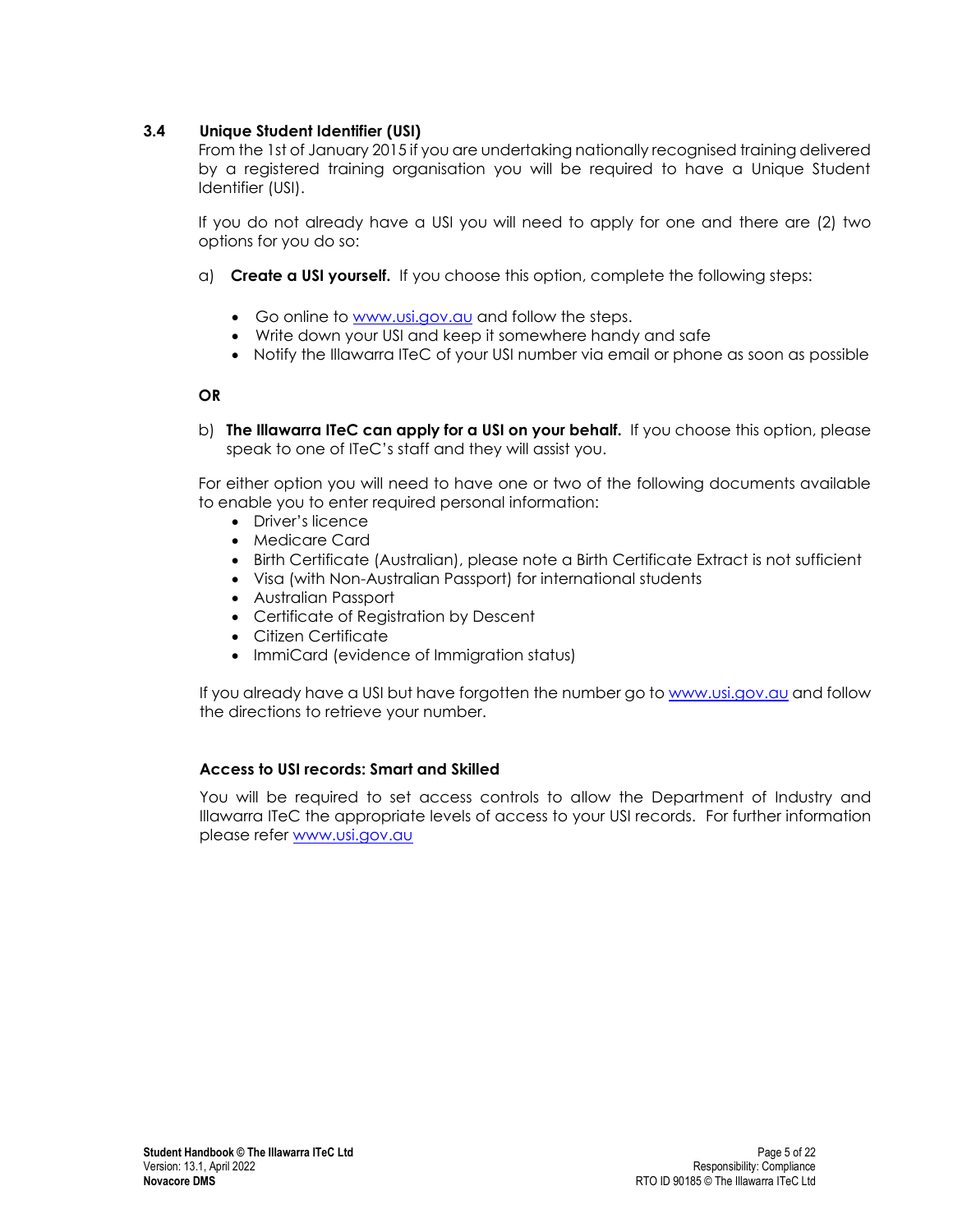### 3.4 Unique Student Identifier (USI)

From the 1st of January 2015 if you are undertaking nationally recognised training delivered by a registered training organisation you will be required to have a Unique Student Identifier (USI).

If you do not already have a USI you will need to apply for one and there are (2) two options for you do so:

a) **Create a USI yourself.** If you choose this option, complete the following steps:

- Go online to [www.usi.gov.au](http://www.usi.gov.au) and follow the steps.
- Write down your USI and keep it somewhere handy and safe
- Notify the Illawarra ITeC of your USI number via email or phone as soon as possible

**OR**

b) **The Illawarra ITeC can apply for a USI on your behalf.** If you choose this option, please speak to one of ITeC's staff and they will assist you.

For either option you will need to have one or two of the following documents available to enable you to enter required personal information:

- Driver's licence
- Medicare Card
- Birth Certificate (Australian), please note a Birth Certificate Extract is not sufficient
- Visa (with Non-Australian Passport) for international students
- Australian Passport
- Certificate of Registration by Descent
- Citizen Certificate
- ImmiCard (evidence of Immigration status)

If you already have a USI but have forgotten the number go to [www.usi.gov.au](http://www.usi.gov.au) and follow the directions to retrieve your number.

#### Access to USI records: Smart and Skilled

You will be required to set access controls to allow the Department of Industry and Illawarra ITeC the appropriate levels of access to your USI records. For further information please refer [www.usi.gov.au](http://www.usi.gov.au)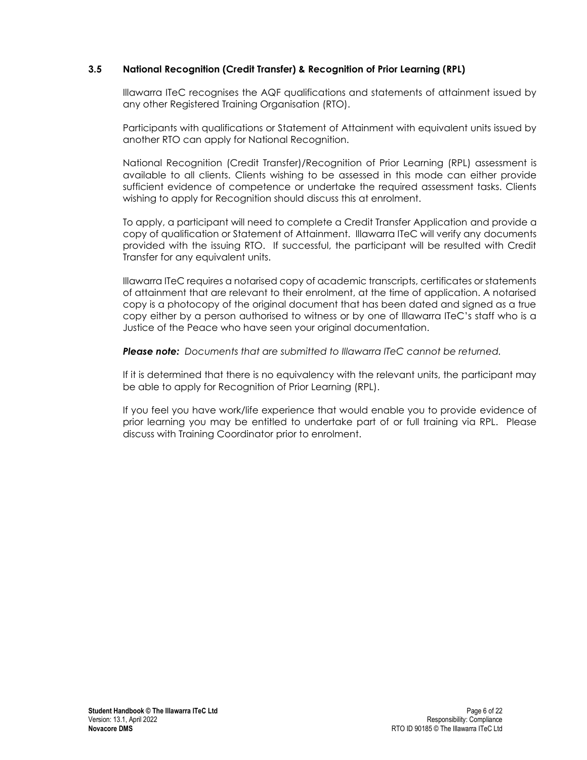### 3.5 National Recognition (Credit Transfer) & Recognition of Prior Learning (RPL)

Illawarra ITeC recognises the AQF qualifications and statements of attainment issued by any other Registered Training Organisation (RTO).

Participants with qualifications or Statement of Attainment with equivalent units issued by another RTO can apply for National Recognition.

National Recognition (Credit Transfer)/Recognition of Prior Learning (RPL) assessment is available to all clients. Clients wishing to be assessed in this mode can either provide sufficient evidence of competence or undertake the required assessment tasks. Clients wishing to apply for Recognition should discuss this at enrolment.

To apply, a participant will need to complete a Credit Transfer Application and provide a copy of qualification or Statement of Attainment. Illawarra ITeC will verify any documents provided with the issuing RTO. If successful, the participant will be resulted with Credit Transfer for any equivalent units.

Illawarra ITeC requires a notarised copy of academic transcripts, certificates or statements of attainment that are relevant to their enrolment, at the time of application. A notarised copy is a photocopy of the original document that has been dated and signed as a true copy either by a person authorised to witness or by one of Illawarra ITeC's staff who is a Justice of the Peace who have seen your original documentation.

***Please note:*** *Documents that are submitted to Illawarra ITeC cannot be returned.*

If it is determined that there is no equivalency with the relevant units, the participant may be able to apply for Recognition of Prior Learning (RPL).

If you feel you have work/life experience that would enable you to provide evidence of prior learning you may be entitled to undertake part of or full training via RPL. Please discuss with Training Coordinator prior to enrolment.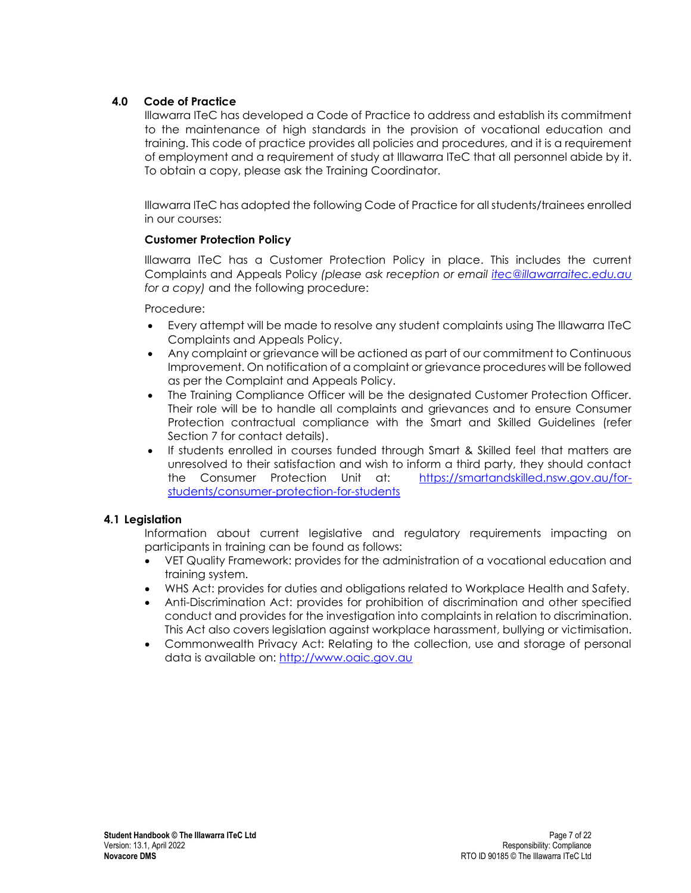## 4.0 Code of Practice

Illawarra ITeC has developed a Code of Practice to address and establish its commitment to the maintenance of high standards in the provision of vocational education and training. This code of practice provides all policies and procedures, and it is a requirement of employment and a requirement of study at Illawarra ITeC that all personnel abide by it. To obtain a copy, please ask the Training Coordinator.

Illawarra ITeC has adopted the following Code of Practice for all students/trainees enrolled in our courses:

### Customer Protection Policy

Illawarra ITeC has a Customer Protection Policy in place. This includes the current Complaints and Appeals Policy *(please ask reception or email [itec@illawarraitec.edu.au](mailto:itec@illawarraitec.edu.au) for a copy)* and the following procedure:

Procedure:

- Every attempt will be made to resolve any student complaints using The Illawarra ITeC Complaints and Appeals Policy.
- Any complaint or grievance will be actioned as part of our commitment to Continuous Improvement. On notification of a complaint or grievance procedures will be followed as per the Complaint and Appeals Policy.
- The Training Compliance Officer will be the designated Customer Protection Officer. Their role will be to handle all complaints and grievances and to ensure Consumer Protection contractual compliance with the Smart and Skilled Guidelines (refer Section 7 for contact details).
- If students enrolled in courses funded through Smart & Skilled feel that matters are unresolved to their satisfaction and wish to inform a third party, they should contact the Consumer Protection Unit at: [https://smartandskilled.nsw.gov.au/for-students/consumer-protection-for-students](https://smartandskilled.nsw.gov.au/for-students/consumer-protection-for-students)

## 4.1 Legislation

Information about current legislative and regulatory requirements impacting on participants in training can be found as follows:

- VET Quality Framework: provides for the administration of a vocational education and training system.
- WHS Act: provides for duties and obligations related to Workplace Health and Safety.
- Anti-Discrimination Act: provides for prohibition of discrimination and other specified conduct and provides for the investigation into complaints in relation to discrimination. This Act also covers legislation against workplace harassment, bullying or victimisation.
- Commonwealth Privacy Act: Relating to the collection, use and storage of personal data is available on: [http://www.oaic.gov.au](http://www.oaic.gov.au)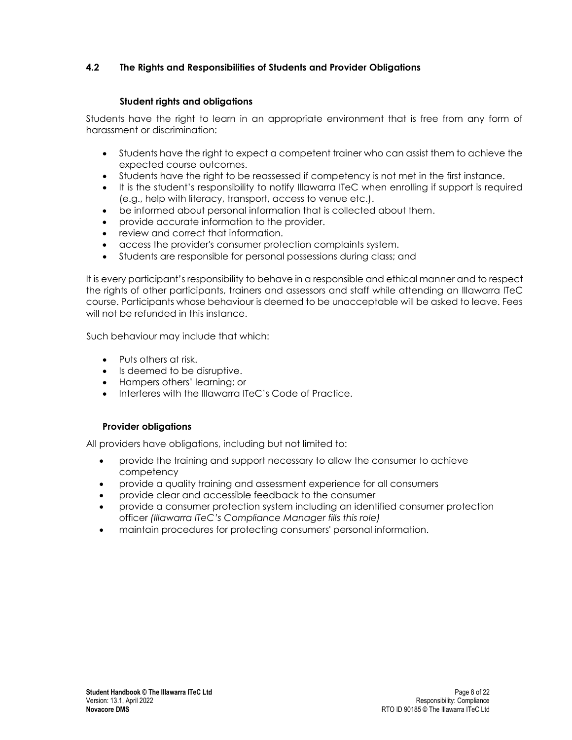## 4.2 The Rights and Responsibilities of Students and Provider Obligations

### Student rights and obligations

Students have the right to learn in an appropriate environment that is free from any form of harassment or discrimination:

- Students have the right to expect a competent trainer who can assist them to achieve the expected course outcomes.
- Students have the right to be reassessed if competency is not met in the first instance.
- It is the student's responsibility to notify Illawarra ITeC when enrolling if support is required (e.g., help with literacy, transport, access to venue etc.).
- be informed about personal information that is collected about them.
- provide accurate information to the provider.
- review and correct that information.
- access the provider's consumer protection complaints system.
- Students are responsible for personal possessions during class; and

It is every participant's responsibility to behave in a responsible and ethical manner and to respect the rights of other participants, trainers and assessors and staff while attending an Illawarra ITeC course. Participants whose behaviour is deemed to be unacceptable will be asked to leave. Fees will not be refunded in this instance.

Such behaviour may include that which:

- Puts others at risk.
- Is deemed to be disruptive.
- Hampers others' learning; or
- Interferes with the Illawarra ITeC's Code of Practice.

### Provider obligations

All providers have obligations, including but not limited to:

- provide the training and support necessary to allow the consumer to achieve competency
- provide a quality training and assessment experience for all consumers
- provide clear and accessible feedback to the consumer
- provide a consumer protection system including an identified consumer protection officer *(Illawarra ITeC's Compliance Manager fills this role)*
- maintain procedures for protecting consumers' personal information.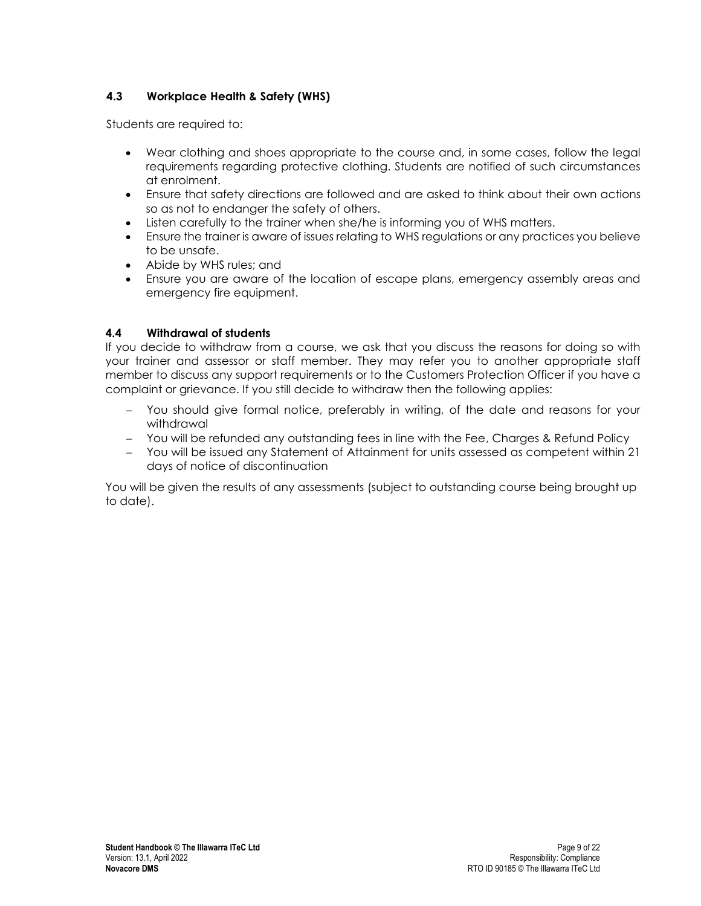### 4.3 Workplace Health & Safety (WHS)

Students are required to:

- Wear clothing and shoes appropriate to the course and, in some cases, follow the legal requirements regarding protective clothing. Students are notified of such circumstances at enrolment.
- Ensure that safety directions are followed and are asked to think about their own actions so as not to endanger the safety of others.
- Listen carefully to the trainer when she/he is informing you of WHS matters.
- Ensure the trainer is aware of issues relating to WHS regulations or any practices you believe to be unsafe.
- Abide by WHS rules; and
- Ensure you are aware of the location of escape plans, emergency assembly areas and emergency fire equipment.

### 4.4 Withdrawal of students

If you decide to withdraw from a course, we ask that you discuss the reasons for doing so with your trainer and assessor or staff member. They may refer you to another appropriate staff member to discuss any support requirements or to the Customers Protection Officer if you have a complaint or grievance. If you still decide to withdraw then the following applies:

- You should give formal notice, preferably in writing, of the date and reasons for your withdrawal
- You will be refunded any outstanding fees in line with the Fee, Charges & Refund Policy
- You will be issued any Statement of Attainment for units assessed as competent within 21 days of notice of discontinuation

You will be given the results of any assessments (subject to outstanding course being brought up to date).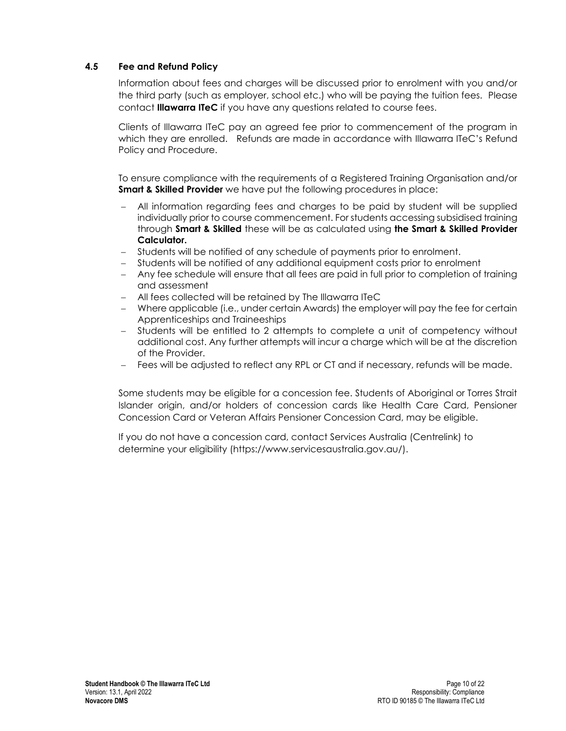### 4.5 Fee and Refund Policy

Information about fees and charges will be discussed prior to enrolment with you and/or the third party (such as employer, school etc.) who will be paying the tuition fees. Please contact **Illawarra ITeC** if you have any questions related to course fees.

Clients of Illawarra ITeC pay an agreed fee prior to commencement of the program in which they are enrolled. Refunds are made in accordance with Illawarra ITeC's Refund Policy and Procedure.

To ensure compliance with the requirements of a Registered Training Organisation and/or **Smart & Skilled Provider** we have put the following procedures in place:

- All information regarding fees and charges to be paid by student will be supplied individually prior to course commencement. For students accessing subsidised training through **Smart & Skilled** these will be as calculated using **the Smart & Skilled Provider Calculator.**
- Students will be notified of any schedule of payments prior to enrolment.
- Students will be notified of any additional equipment costs prior to enrolment
- Any fee schedule will ensure that all fees are paid in full prior to completion of training and assessment
- All fees collected will be retained by The Illawarra ITeC
- Where applicable (i.e., under certain Awards) the employer will pay the fee for certain Apprenticeships and Traineeships
- Students will be entitled to 2 attempts to complete a unit of competency without additional cost. Any further attempts will incur a charge which will be at the discretion of the Provider.
- Fees will be adjusted to reflect any RPL or CT and if necessary, refunds will be made.

Some students may be eligible for a concession fee. Students of Aboriginal or Torres Strait Islander origin, and/or holders of concession cards like Health Care Card, Pensioner Concession Card or Veteran Affairs Pensioner Concession Card, may be eligible.

If you do not have a concession card, contact Services Australia (Centrelink) to determine your eligibility (https://www.servicesaustralia.gov.au/).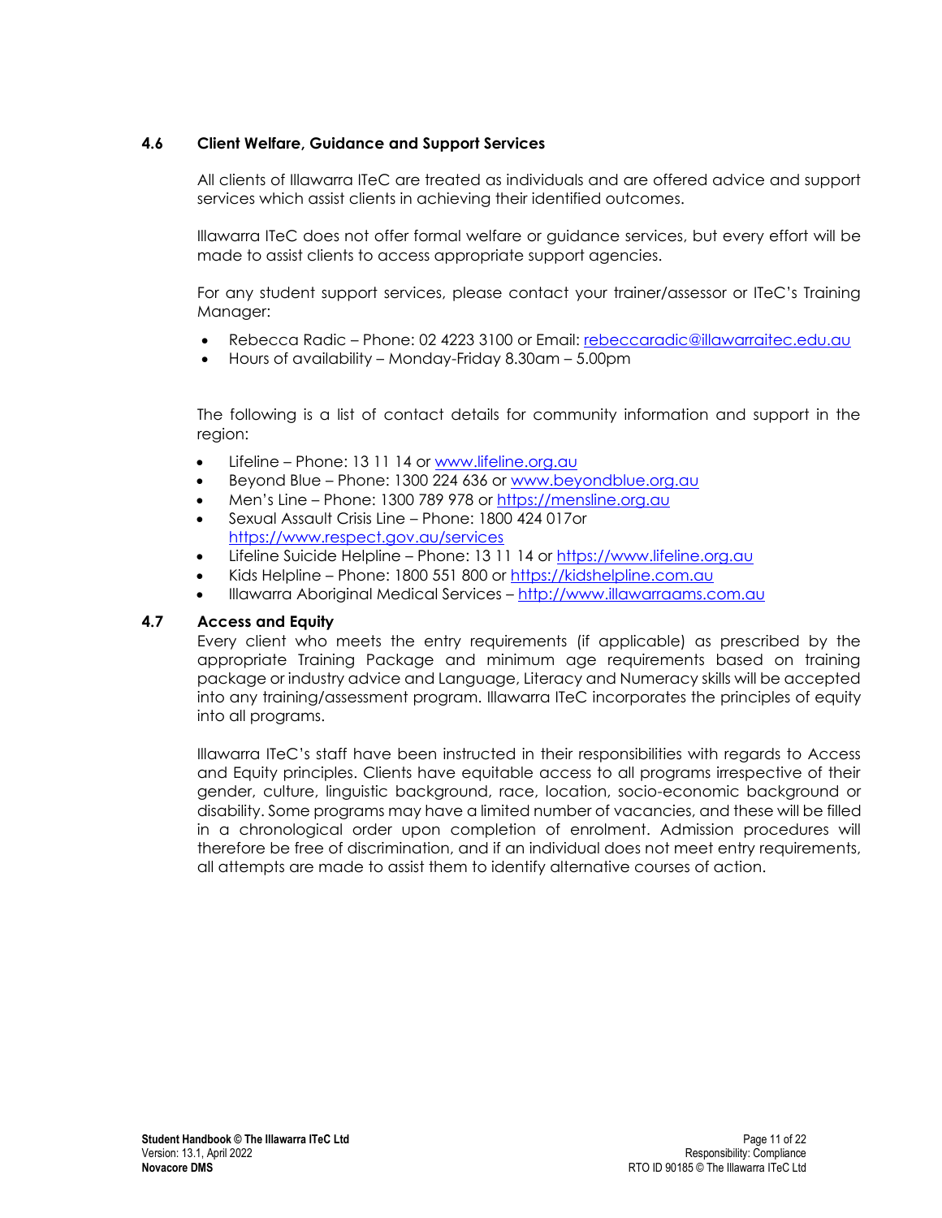### 4.6 Client Welfare, Guidance and Support Services

All clients of Illawarra ITeC are treated as individuals and are offered advice and support services which assist clients in achieving their identified outcomes.

Illawarra ITeC does not offer formal welfare or guidance services, but every effort will be made to assist clients to access appropriate support agencies.

For any student support services, please contact your trainer/assessor or ITeC's Training Manager:

- Rebecca Radic – Phone: 02 4223 3100 or Email: rebeccaradic@illawarraitec.edu.au
- Hours of availability – Monday-Friday 8.30am – 5.00pm

The following is a list of contact details for community information and support in the region:

- Lifeline – Phone: 13 11 14 or www.lifeline.org.au
- Beyond Blue – Phone: 1300 224 636 or www.beyondblue.org.au
- Men's Line – Phone: 1300 789 978 or https://mensline.org.au
- Sexual Assault Crisis Line – Phone: 1800 424 017or https://www.respect.gov.au/services
- Lifeline Suicide Helpline – Phone: 13 11 14 or https://www.lifeline.org.au
- Kids Helpline – Phone: 1800 551 800 or https://kidshelpline.com.au
- Illawarra Aboriginal Medical Services – http://www.illawarraams.com.au

### 4.7 Access and Equity

Every client who meets the entry requirements (if applicable) as prescribed by the appropriate Training Package and minimum age requirements based on training package or industry advice and Language, Literacy and Numeracy skills will be accepted into any training/assessment program. Illawarra ITeC incorporates the principles of equity into all programs.

Illawarra ITeC's staff have been instructed in their responsibilities with regards to Access and Equity principles. Clients have equitable access to all programs irrespective of their gender, culture, linguistic background, race, location, socio-economic background or disability. Some programs may have a limited number of vacancies, and these will be filled in a chronological order upon completion of enrolment. Admission procedures will therefore be free of discrimination, and if an individual does not meet entry requirements, all attempts are made to assist them to identify alternative courses of action.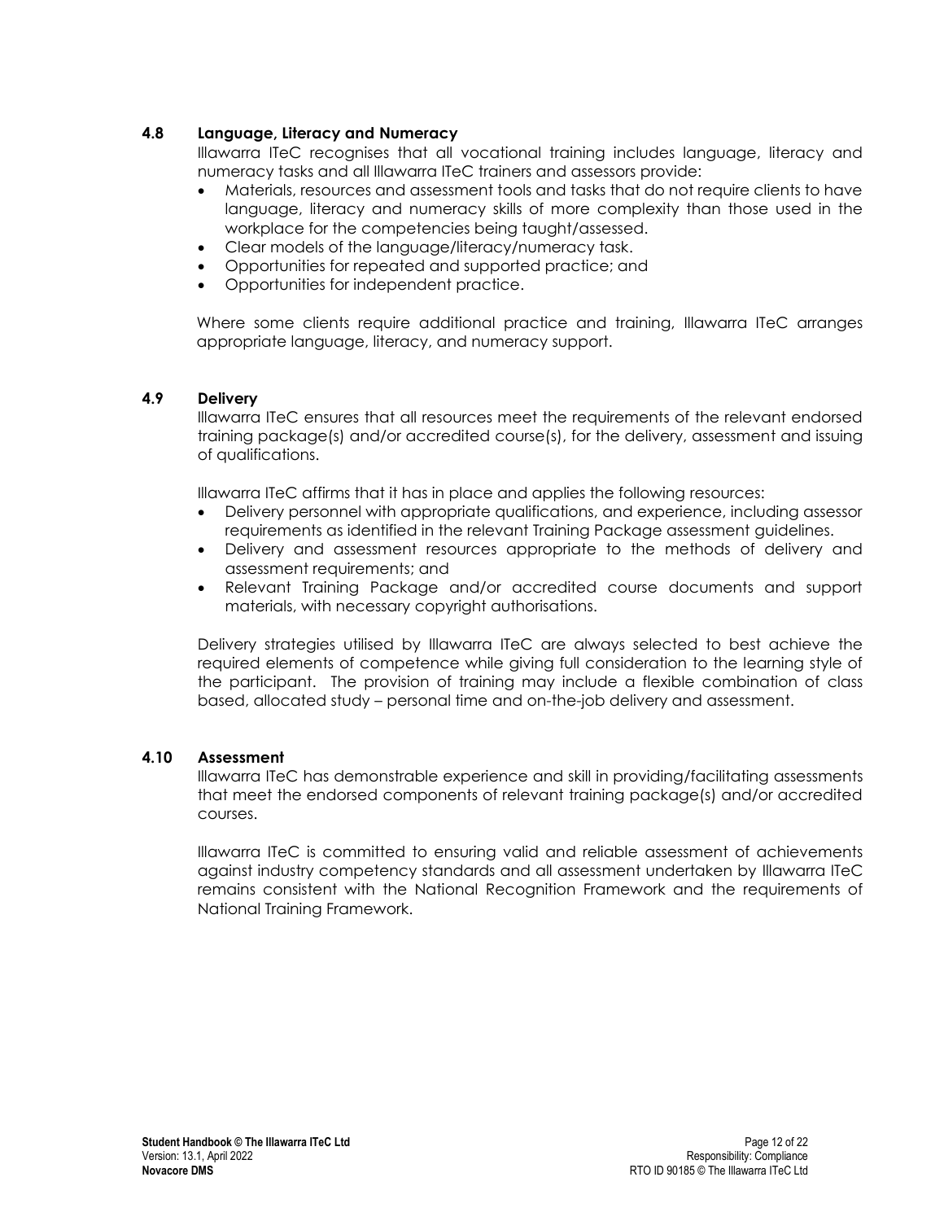### 4.8 Language, Literacy and Numeracy

Illawarra ITeC recognises that all vocational training includes language, literacy and numeracy tasks and all Illawarra ITeC trainers and assessors provide:

- Materials, resources and assessment tools and tasks that do not require clients to have language, literacy and numeracy skills of more complexity than those used in the workplace for the competencies being taught/assessed.
- Clear models of the language/literacy/numeracy task.
- Opportunities for repeated and supported practice; and
- Opportunities for independent practice.

Where some clients require additional practice and training, Illawarra ITeC arranges appropriate language, literacy, and numeracy support.

### 4.9 Delivery

Illawarra ITeC ensures that all resources meet the requirements of the relevant endorsed training package(s) and/or accredited course(s), for the delivery, assessment and issuing of qualifications.

Illawarra ITeC affirms that it has in place and applies the following resources:

- Delivery personnel with appropriate qualifications, and experience, including assessor requirements as identified in the relevant Training Package assessment guidelines.
- Delivery and assessment resources appropriate to the methods of delivery and assessment requirements; and
- Relevant Training Package and/or accredited course documents and support materials, with necessary copyright authorisations.

Delivery strategies utilised by Illawarra ITeC are always selected to best achieve the required elements of competence while giving full consideration to the learning style of the participant. The provision of training may include a flexible combination of class based, allocated study – personal time and on-the-job delivery and assessment.

### 4.10 Assessment

Illawarra ITeC has demonstrable experience and skill in providing/facilitating assessments that meet the endorsed components of relevant training package(s) and/or accredited courses.

Illawarra ITeC is committed to ensuring valid and reliable assessment of achievements against industry competency standards and all assessment undertaken by Illawarra ITeC remains consistent with the National Recognition Framework and the requirements of National Training Framework.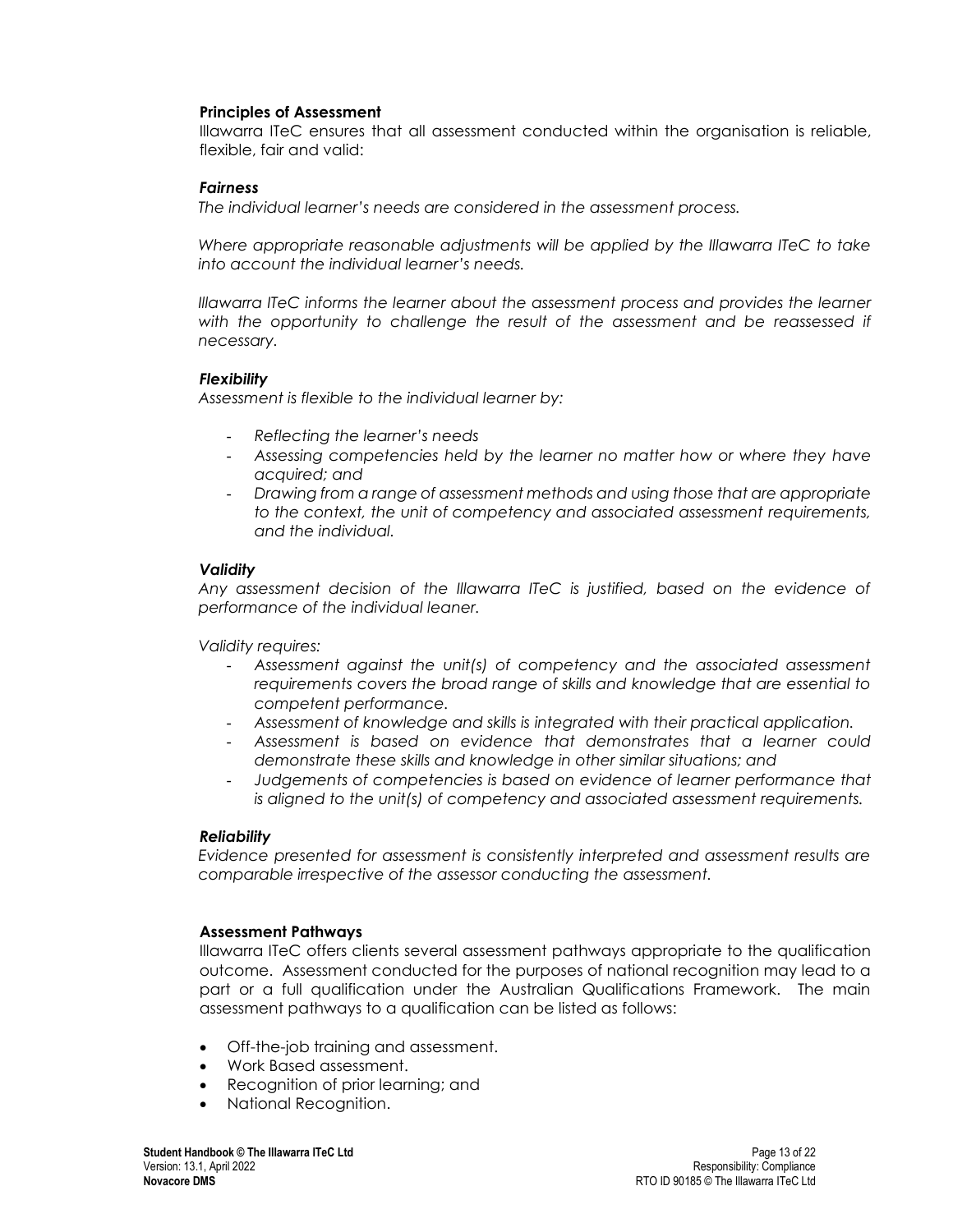## Principles of Assessment

Illawarra ITeC ensures that all assessment conducted within the organisation is reliable, flexible, fair and valid:

### *Fairness*

*The individual learner's needs are considered in the assessment process.*

*Where appropriate reasonable adjustments will be applied by the Illawarra ITeC to take into account the individual learner's needs.*

*Illawarra ITeC informs the learner about the assessment process and provides the learner with the opportunity to challenge the result of the assessment and be reassessed if necessary.*

### *Flexibility*

*Assessment is flexible to the individual learner by:*

- *Reflecting the learner's needs*
- *Assessing competencies held by the learner no matter how or where they have acquired; and*
- *Drawing from a range of assessment methods and using those that are appropriate to the context, the unit of competency and associated assessment requirements, and the individual.*

### *Validity*

*Any assessment decision of the Illawarra ITeC is justified, based on the evidence of performance of the individual leaner.*

*Validity requires:*

- *Assessment against the unit(s) of competency and the associated assessment requirements covers the broad range of skills and knowledge that are essential to competent performance.*
- *Assessment of knowledge and skills is integrated with their practical application.*
- *Assessment is based on evidence that demonstrates that a learner could demonstrate these skills and knowledge in other similar situations; and*
- *Judgements of competencies is based on evidence of learner performance that is aligned to the unit(s) of competency and associated assessment requirements.*

### *Reliability*

*Evidence presented for assessment is consistently interpreted and assessment results are comparable irrespective of the assessor conducting the assessment.*

## Assessment Pathways

Illawarra ITeC offers clients several assessment pathways appropriate to the qualification outcome. Assessment conducted for the purposes of national recognition may lead to a part or a full qualification under the Australian Qualifications Framework. The main assessment pathways to a qualification can be listed as follows:

- Off-the-job training and assessment.
- Work Based assessment.
- Recognition of prior learning; and
- National Recognition.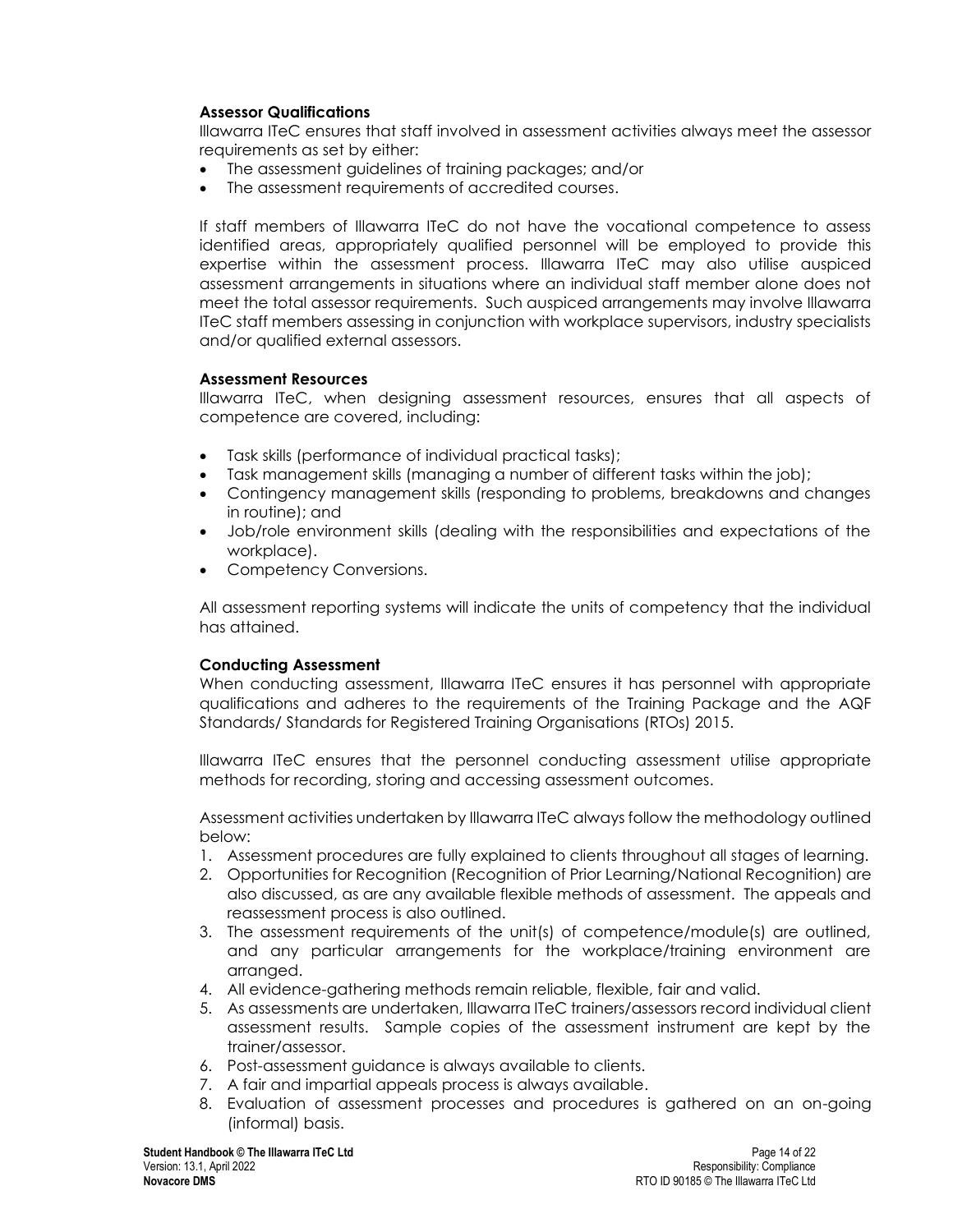**Assessor Qualifications**

Illawarra ITeC ensures that staff involved in assessment activities always meet the assessor requirements as set by either:

- The assessment guidelines of training packages; and/or
- The assessment requirements of accredited courses.

If staff members of Illawarra ITeC do not have the vocational competence to assess identified areas, appropriately qualified personnel will be employed to provide this expertise within the assessment process. Illawarra ITeC may also utilise auspiced assessment arrangements in situations where an individual staff member alone does not meet the total assessor requirements. Such auspiced arrangements may involve Illawarra ITeC staff members assessing in conjunction with workplace supervisors, industry specialists and/or qualified external assessors.

**Assessment Resources**

Illawarra ITeC, when designing assessment resources, ensures that all aspects of competence are covered, including:

- Task skills (performance of individual practical tasks);
- Task management skills (managing a number of different tasks within the job);
- Contingency management skills (responding to problems, breakdowns and changes in routine); and
- Job/role environment skills (dealing with the responsibilities and expectations of the workplace).
- Competency Conversions.

All assessment reporting systems will indicate the units of competency that the individual has attained.

**Conducting Assessment**

When conducting assessment, Illawarra ITeC ensures it has personnel with appropriate qualifications and adheres to the requirements of the Training Package and the AQF Standards/ Standards for Registered Training Organisations (RTOs) 2015.

Illawarra ITeC ensures that the personnel conducting assessment utilise appropriate methods for recording, storing and accessing assessment outcomes.

Assessment activities undertaken by Illawarra ITeC always follow the methodology outlined below:

1. Assessment procedures are fully explained to clients throughout all stages of learning.
2. Opportunities for Recognition (Recognition of Prior Learning/National Recognition) are also discussed, as are any available flexible methods of assessment. The appeals and reassessment process is also outlined.
3. The assessment requirements of the unit(s) of competence/module(s) are outlined, and any particular arrangements for the workplace/training environment are arranged.
4. All evidence-gathering methods remain reliable, flexible, fair and valid.
5. As assessments are undertaken, Illawarra ITeC trainers/assessors record individual client assessment results. Sample copies of the assessment instrument are kept by the trainer/assessor.
6. Post-assessment guidance is always available to clients.
7. A fair and impartial appeals process is always available.
8. Evaluation of assessment processes and procedures is gathered on an on-going (informal) basis.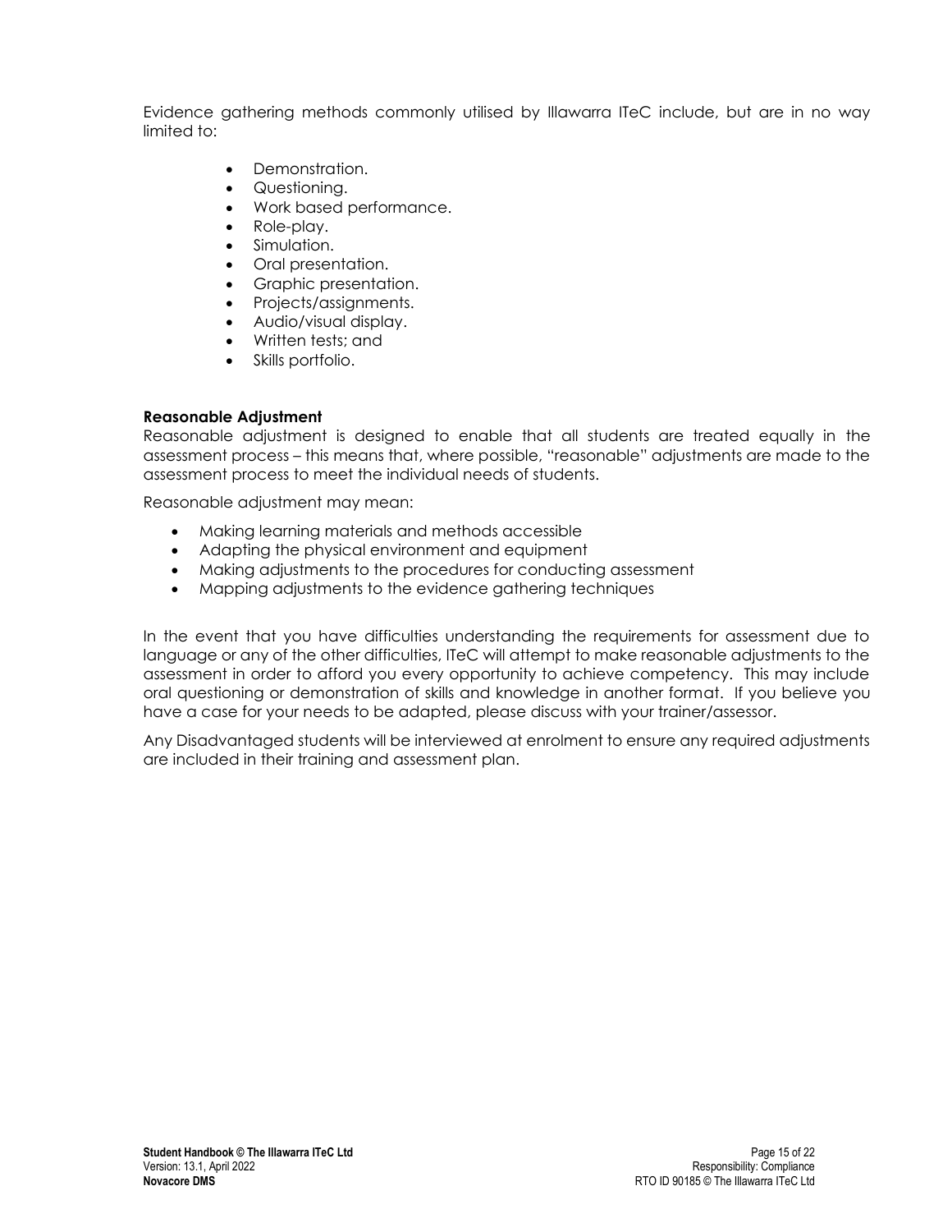Evidence gathering methods commonly utilised by Illawarra ITeC include, but are in no way limited to:

- Demonstration.
- Questioning.
- Work based performance.
- Role-play.
- Simulation.
- Oral presentation.
- Graphic presentation.
- Projects/assignments.
- Audio/visual display.
- Written tests; and
- Skills portfolio.

**Reasonable Adjustment**

Reasonable adjustment is designed to enable that all students are treated equally in the assessment process – this means that, where possible, "reasonable" adjustments are made to the assessment process to meet the individual needs of students.

Reasonable adjustment may mean:

- Making learning materials and methods accessible
- Adapting the physical environment and equipment
- Making adjustments to the procedures for conducting assessment
- Mapping adjustments to the evidence gathering techniques

In the event that you have difficulties understanding the requirements for assessment due to language or any of the other difficulties, ITeC will attempt to make reasonable adjustments to the assessment in order to afford you every opportunity to achieve competency. This may include oral questioning or demonstration of skills and knowledge in another format. If you believe you have a case for your needs to be adapted, please discuss with your trainer/assessor.

Any Disadvantaged students will be interviewed at enrolment to ensure any required adjustments are included in their training and assessment plan.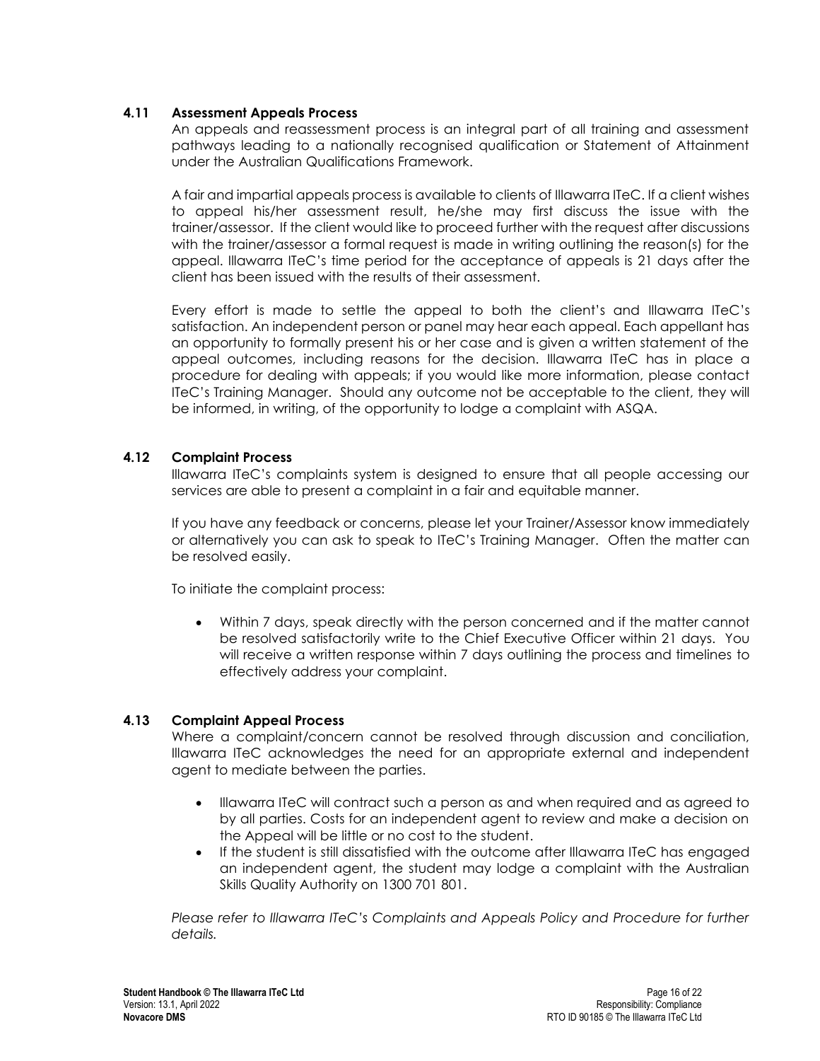### 4.11 Assessment Appeals Process

An appeals and reassessment process is an integral part of all training and assessment pathways leading to a nationally recognised qualification or Statement of Attainment under the Australian Qualifications Framework.

A fair and impartial appeals process is available to clients of Illawarra ITeC. If a client wishes to appeal his/her assessment result, he/she may first discuss the issue with the trainer/assessor. If the client would like to proceed further with the request after discussions with the trainer/assessor a formal request is made in writing outlining the reason(s) for the appeal. Illawarra ITeC's time period for the acceptance of appeals is 21 days after the client has been issued with the results of their assessment.

Every effort is made to settle the appeal to both the client's and Illawarra ITeC's satisfaction. An independent person or panel may hear each appeal. Each appellant has an opportunity to formally present his or her case and is given a written statement of the appeal outcomes, including reasons for the decision. Illawarra ITeC has in place a procedure for dealing with appeals; if you would like more information, please contact ITeC's Training Manager. Should any outcome not be acceptable to the client, they will be informed, in writing, of the opportunity to lodge a complaint with ASQA.

### 4.12 Complaint Process

Illawarra ITeC's complaints system is designed to ensure that all people accessing our services are able to present a complaint in a fair and equitable manner.

If you have any feedback or concerns, please let your Trainer/Assessor know immediately or alternatively you can ask to speak to ITeC's Training Manager. Often the matter can be resolved easily.

To initiate the complaint process:

- Within 7 days, speak directly with the person concerned and if the matter cannot be resolved satisfactorily write to the Chief Executive Officer within 21 days. You will receive a written response within 7 days outlining the process and timelines to effectively address your complaint.

### 4.13 Complaint Appeal Process

Where a complaint/concern cannot be resolved through discussion and conciliation, Illawarra ITeC acknowledges the need for an appropriate external and independent agent to mediate between the parties.

- Illawarra ITeC will contract such a person as and when required and as agreed to by all parties. Costs for an independent agent to review and make a decision on the Appeal will be little or no cost to the student.
- If the student is still dissatisfied with the outcome after Illawarra ITeC has engaged an independent agent, the student may lodge a complaint with the Australian Skills Quality Authority on 1300 701 801.

*Please refer to Illawarra ITeC's Complaints and Appeals Policy and Procedure for further details.*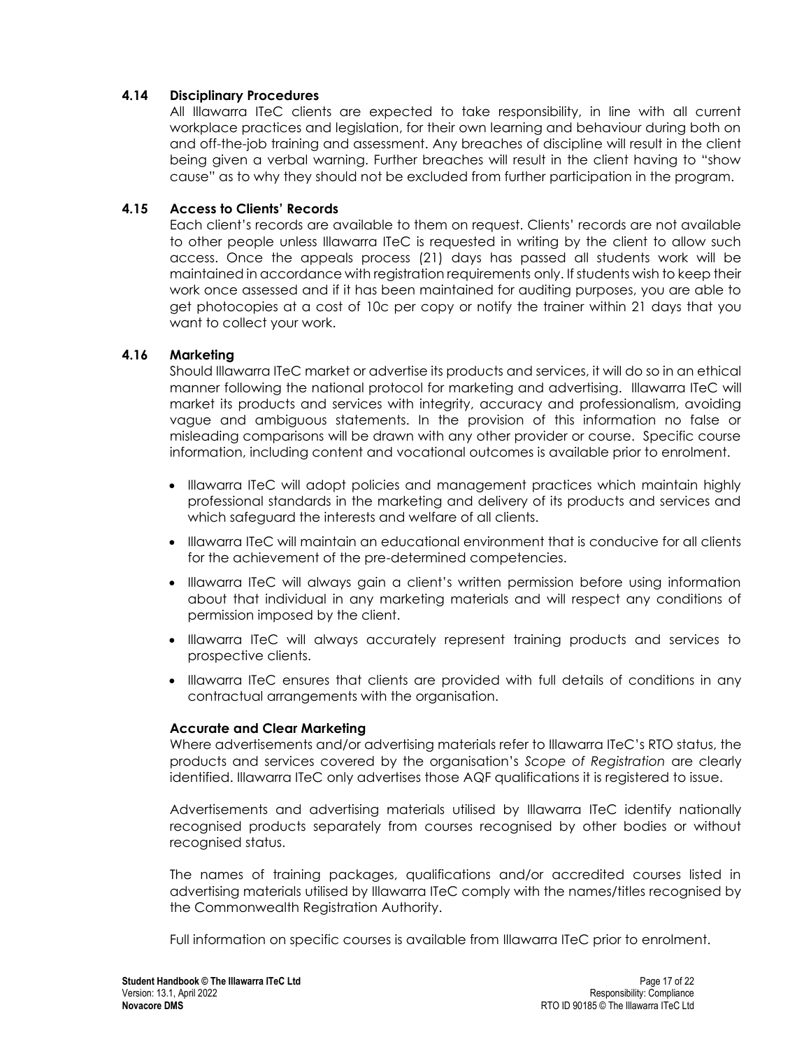### 4.14 Disciplinary Procedures

All Illawarra ITeC clients are expected to take responsibility, in line with all current workplace practices and legislation, for their own learning and behaviour during both on and off-the-job training and assessment. Any breaches of discipline will result in the client being given a verbal warning. Further breaches will result in the client having to "show cause" as to why they should not be excluded from further participation in the program.

### 4.15 Access to Clients' Records

Each client's records are available to them on request. Clients' records are not available to other people unless Illawarra ITeC is requested in writing by the client to allow such access. Once the appeals process (21) days has passed all students work will be maintained in accordance with registration requirements only. If students wish to keep their work once assessed and if it has been maintained for auditing purposes, you are able to get photocopies at a cost of 10c per copy or notify the trainer within 21 days that you want to collect your work.

### 4.16 Marketing

Should Illawarra ITeC market or advertise its products and services, it will do so in an ethical manner following the national protocol for marketing and advertising. Illawarra ITeC will market its products and services with integrity, accuracy and professionalism, avoiding vague and ambiguous statements. In the provision of this information no false or misleading comparisons will be drawn with any other provider or course. Specific course information, including content and vocational outcomes is available prior to enrolment.

- Illawarra ITeC will adopt policies and management practices which maintain highly professional standards in the marketing and delivery of its products and services and which safeguard the interests and welfare of all clients.
- Illawarra ITeC will maintain an educational environment that is conducive for all clients for the achievement of the pre-determined competencies.
- Illawarra ITeC will always gain a client's written permission before using information about that individual in any marketing materials and will respect any conditions of permission imposed by the client.
- Illawarra ITeC will always accurately represent training products and services to prospective clients.
- Illawarra ITeC ensures that clients are provided with full details of conditions in any contractual arrangements with the organisation.

**Accurate and Clear Marketing**

Where advertisements and/or advertising materials refer to Illawarra ITeC's RTO status, the products and services covered by the organisation's *Scope of Registration* are clearly identified. Illawarra ITeC only advertises those AQF qualifications it is registered to issue.

Advertisements and advertising materials utilised by Illawarra ITeC identify nationally recognised products separately from courses recognised by other bodies or without recognised status.

The names of training packages, qualifications and/or accredited courses listed in advertising materials utilised by Illawarra ITeC comply with the names/titles recognised by the Commonwealth Registration Authority.

Full information on specific courses is available from Illawarra ITeC prior to enrolment.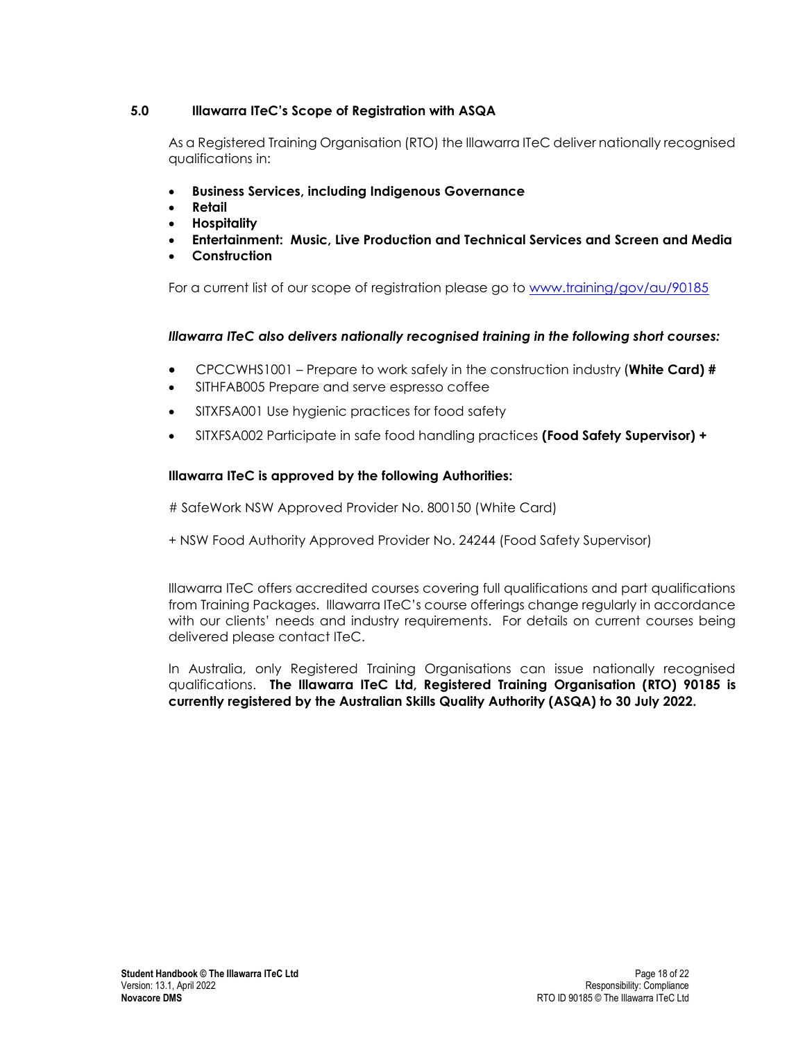## 5.0 Illawarra ITeC's Scope of Registration with ASQA

As a Registered Training Organisation (RTO) the Illawarra ITeC deliver nationally recognised qualifications in:

- **Business Services, including Indigenous Governance**
- **Retail**
- **Hospitality**
- **Entertainment: Music, Live Production and Technical Services and Screen and Media**
- **Construction**

For a current list of our scope of registration please go to [www.training/gov/au/90185](www.training/gov/au/90185)

***Illawarra ITeC also delivers nationally recognised training in the following short courses:***

- CPCCWHS1001 – Prepare to work safely in the construction industry **(White Card) #**
- SITHFAB005 Prepare and serve espresso coffee
- SITXFSA001 Use hygienic practices for food safety
- SITXFSA002 Participate in safe food handling practices **(Food Safety Supervisor) +**

**Illawarra ITeC is approved by the following Authorities:**

# SafeWork NSW Approved Provider No. 800150 (White Card)

+ NSW Food Authority Approved Provider No. 24244 (Food Safety Supervisor)

Illawarra ITeC offers accredited courses covering full qualifications and part qualifications from Training Packages. Illawarra ITeC's course offerings change regularly in accordance with our clients' needs and industry requirements. For details on current courses being delivered please contact ITeC.

In Australia, only Registered Training Organisations can issue nationally recognised qualifications. **The Illawarra ITeC Ltd, Registered Training Organisation (RTO) 90185 is currently registered by the Australian Skills Quality Authority (ASQA) to 30 July 2022.**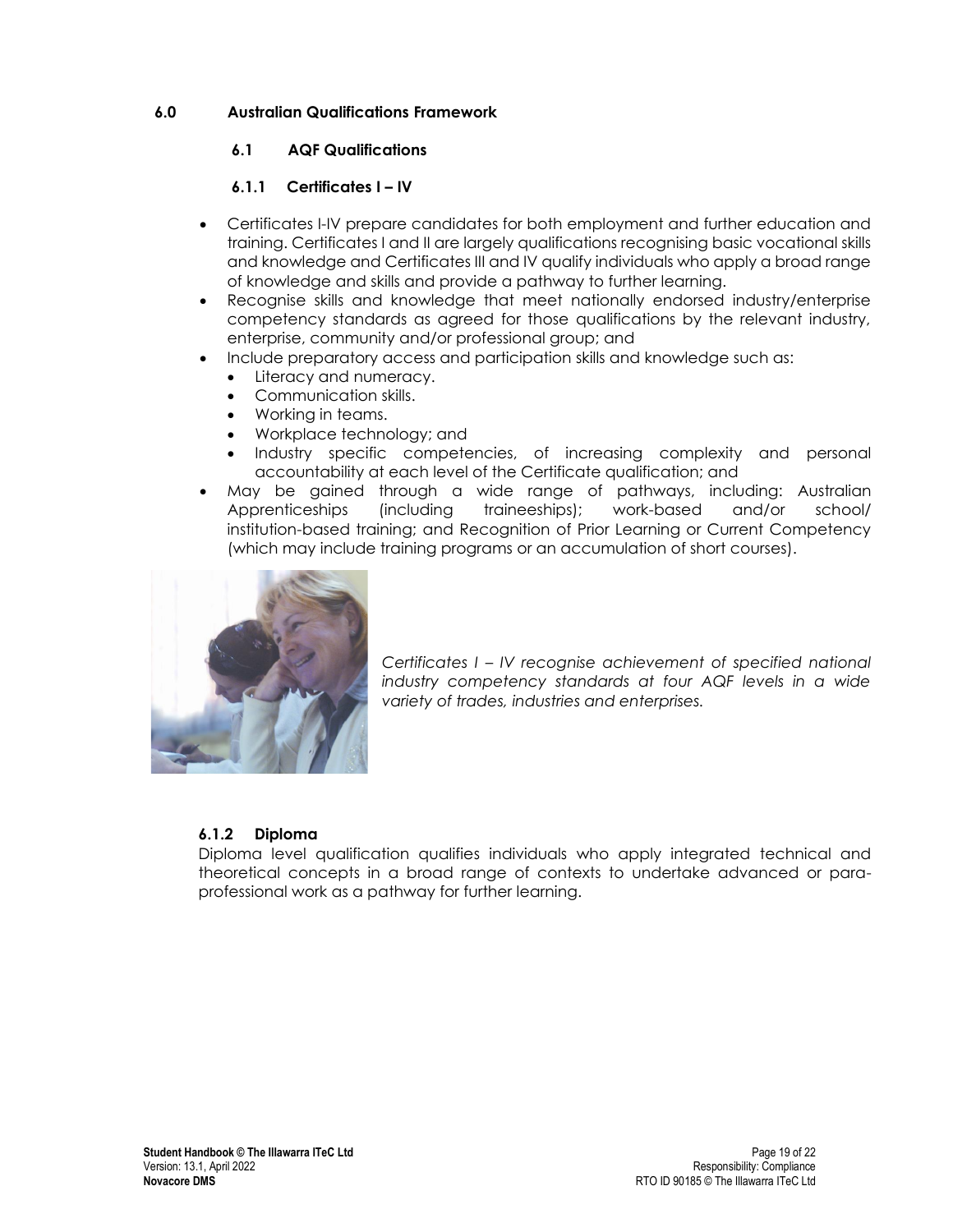# 6.0 Australian Qualifications Framework

## 6.1 AQF Qualifications

### 6.1.1 Certificates I – IV

- Certificates I-IV prepare candidates for both employment and further education and training. Certificates I and II are largely qualifications recognising basic vocational skills and knowledge and Certificates III and IV qualify individuals who apply a broad range of knowledge and skills and provide a pathway to further learning.
- Recognise skills and knowledge that meet nationally endorsed industry/enterprise competency standards as agreed for those qualifications by the relevant industry, enterprise, community and/or professional group; and
- Include preparatory access and participation skills and knowledge such as:
  - Literacy and numeracy.
  - Communication skills.
  - Working in teams.
  - Workplace technology; and
  - Industry specific competencies, of increasing complexity and personal accountability at each level of the Certificate qualification; and
- May be gained through a wide range of pathways, including: Australian Apprenticeships (including traineeships); work-based and/or school/ institution-based training; and Recognition of Prior Learning or Current Competency (which may include training programs or an accumulation of short courses).

*Certificates I – IV recognise achievement of specified national industry competency standards at four AQF levels in a wide variety of trades, industries and enterprises.*

### 6.1.2 Diploma

Diploma level qualification qualifies individuals who apply integrated technical and theoretical concepts in a broad range of contexts to undertake advanced or para-professional work as a pathway for further learning.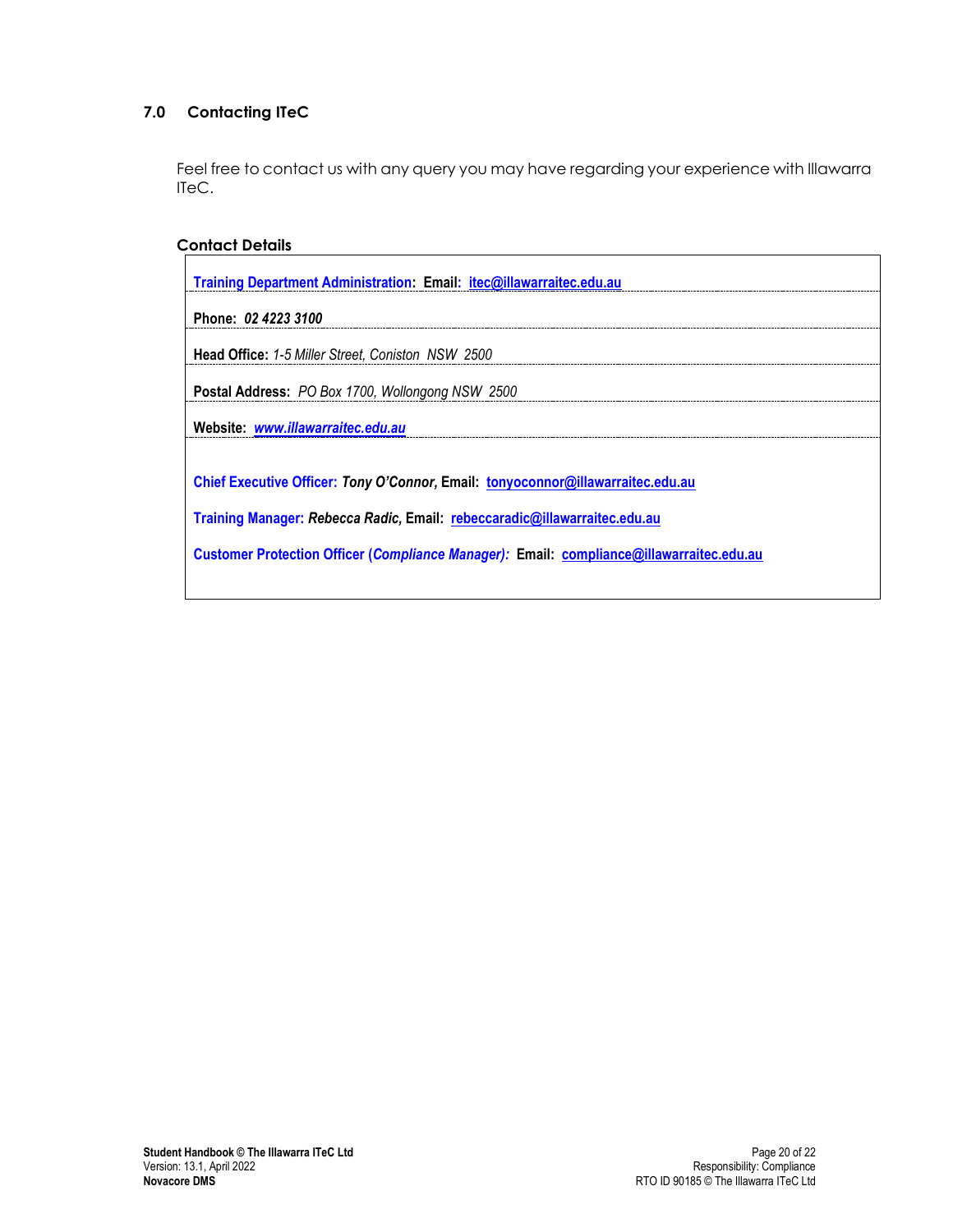## 7.0 Contacting ITeC

Feel free to contact us with any query you may have regarding your experience with Illawarra ITeC.

### Contact Details

| |
|---|
| **Training Department Administration**: **Email:** itec@illawarraitec.edu.au |
| **Phone:** ***02 4223 3100*** |
| **Head Office:** *1-5 Miller Street, Coniston NSW 2500* |
| **Postal Address:** *PO Box 1700, Wollongong NSW 2500* |
| **Website:** ***www.illawarraitec.edu.au*** |
| **Chief Executive Officer:** ***Tony O'Connor,*** **Email:** tonyoconnor@illawarraitec.edu.au<br><br>**Training Manager:** ***Rebecca Radic,*** **Email:** rebeccaradic@illawarraitec.edu.au<br><br>**Customer Protection Officer (*Compliance Manager*):** **Email:** compliance@illawarraitec.edu.au |